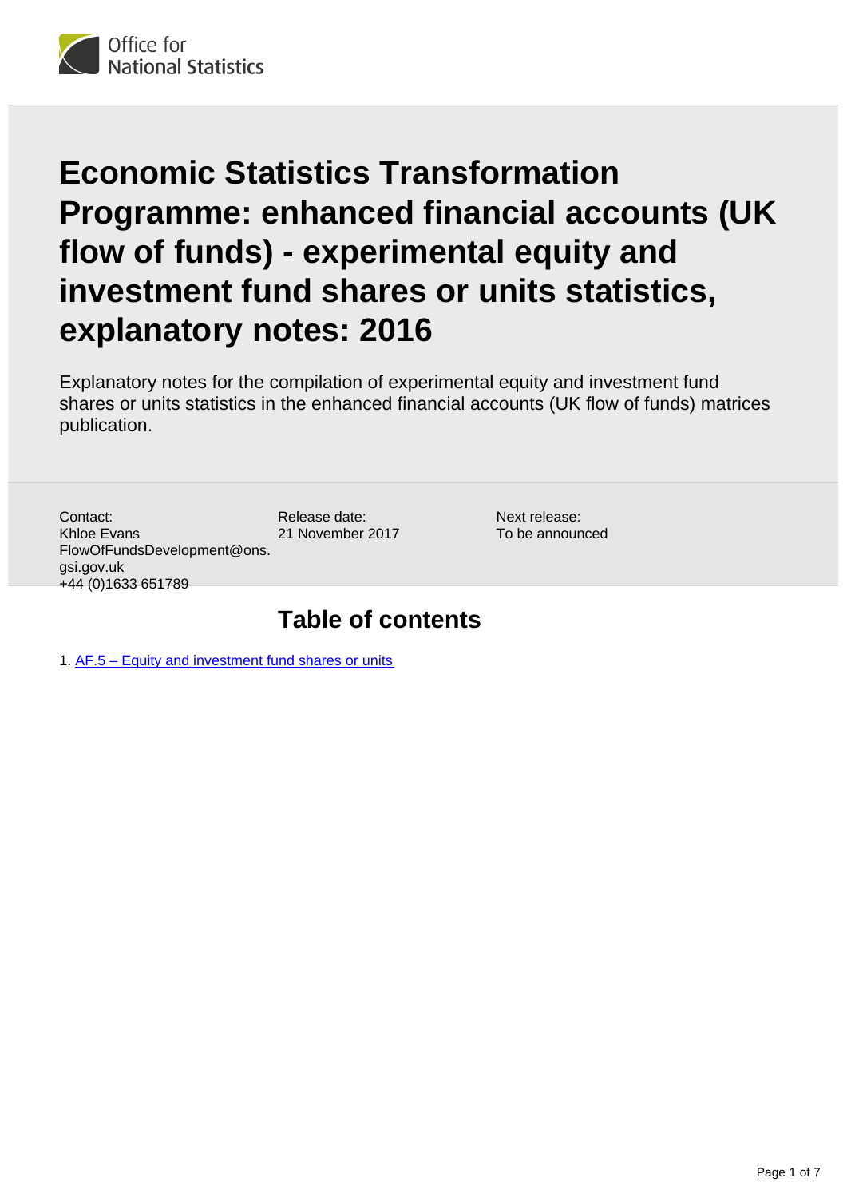# Economic Statistics Transformation Programme: enhanced financial accounts (UK flow of funds) - experimental equity and investment fund shares or units statistics, explanatory notes: 2016

Explanatory notes for the compilation of experimental equity and investment fund shares or units statistics in the enhanced financial accounts (UK flow of funds) matrices publication.

Contact:
Khloe Evans
FlowOfFundsDevelopment@ons.gsi.gov.uk
+44 (0)1633 651789

Release date:
21 November 2017

Next release:
To be announced

## Table of contents

1. AF.5 – Equity and investment fund shares or units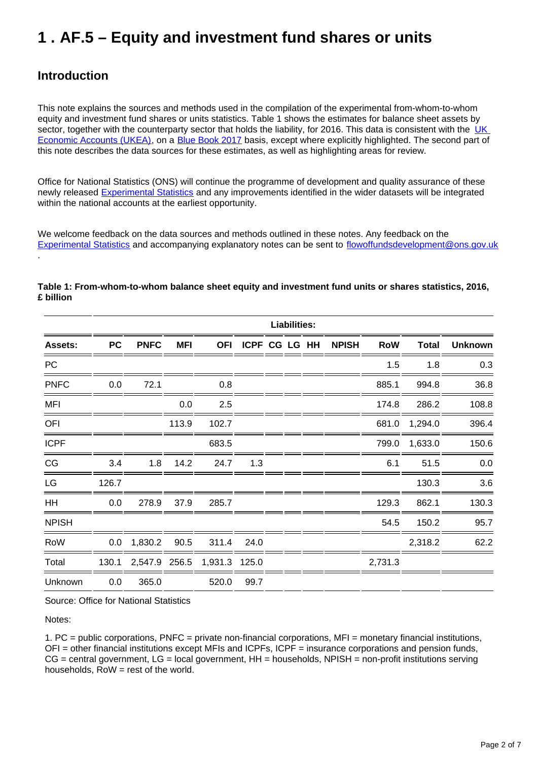# 1 . AF.5 – Equity and investment fund shares or units

## Introduction

This note explains the sources and methods used in the compilation of the experimental from-whom-to-whom equity and investment fund shares or units statistics. Table 1 shows the estimates for balance sheet assets by sector, together with the counterparty sector that holds the liability, for 2016. This data is consistent with the UK Economic Accounts (UKEA), on a Blue Book 2017 basis, except where explicitly highlighted. The second part of this note describes the data sources for these estimates, as well as highlighting areas for review.

Office for National Statistics (ONS) will continue the programme of development and quality assurance of these newly released Experimental Statistics and any improvements identified in the wider datasets will be integrated within the national accounts at the earliest opportunity.

We welcome feedback on the data sources and methods outlined in these notes. Any feedback on the Experimental Statistics and accompanying explanatory notes can be sent to flowoffundsdevelopment@ons.gov.uk .

**Table 1: From-whom-to-whom balance sheet equity and investment fund units or shares statistics, 2016, £ billion**

| | Liabilities: | | | | | | | | | | | |
|---|---|---|---|---|---|---|---|---|---|---|---|---|
| **Assets:** | **PC** | **PNFC** | **MFI** | **OFI** | **ICPF** | **CG** | **LG** | **HH** | **NPISH** | **RoW** | **Total** | **Unknown** |
| PC | | | | | | | | | | 1.5 | 1.8 | 0.3 |
| PNFC | 0.0 | 72.1 | | 0.8 | | | | | | 885.1 | 994.8 | 36.8 |
| MFI | | | 0.0 | 2.5 | | | | | | 174.8 | 286.2 | 108.8 |
| OFI | | | 113.9 | 102.7 | | | | | | 681.0 | 1,294.0 | 396.4 |
| ICPF | | | | 683.5 | | | | | | 799.0 | 1,633.0 | 150.6 |
| CG | 3.4 | 1.8 | 14.2 | 24.7 | 1.3 | | | | | 6.1 | 51.5 | 0.0 |
| LG | 126.7 | | | | | | | | | | 130.3 | 3.6 |
| HH | 0.0 | 278.9 | 37.9 | 285.7 | | | | | | 129.3 | 862.1 | 130.3 |
| NPISH | | | | | | | | | | 54.5 | 150.2 | 95.7 |
| RoW | 0.0 | 1,830.2 | 90.5 | 311.4 | 24.0 | | | | | | 2,318.2 | 62.2 |
| Total | 130.1 | 2,547.9 | 256.5 | 1,931.3 | 125.0 | | | | | 2,731.3 | | |
| Unknown | 0.0 | 365.0 | | 520.0 | 99.7 | | | | | | | |

Source: Office for National Statistics

Notes:

1. PC = public corporations, PNFC = private non-financial corporations, MFI = monetary financial institutions, OFI = other financial institutions except MFIs and ICPFs, ICPF = insurance corporations and pension funds, CG = central government, LG = local government, HH = households, NPISH = non-profit institutions serving households, RoW = rest of the world.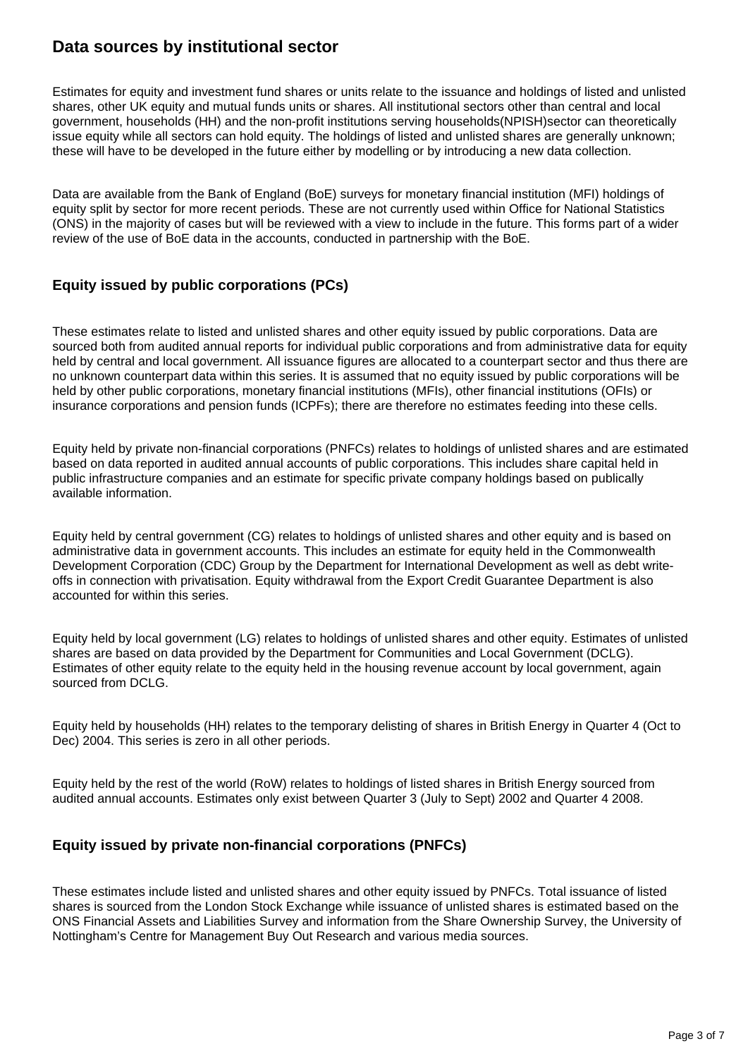## Data sources by institutional sector

Estimates for equity and investment fund shares or units relate to the issuance and holdings of listed and unlisted shares, other UK equity and mutual funds units or shares. All institutional sectors other than central and local government, households (HH) and the non-profit institutions serving households(NPISH)sector can theoretically issue equity while all sectors can hold equity. The holdings of listed and unlisted shares are generally unknown; these will have to be developed in the future either by modelling or by introducing a new data collection.

Data are available from the Bank of England (BoE) surveys for monetary financial institution (MFI) holdings of equity split by sector for more recent periods. These are not currently used within Office for National Statistics (ONS) in the majority of cases but will be reviewed with a view to include in the future. This forms part of a wider review of the use of BoE data in the accounts, conducted in partnership with the BoE.

### Equity issued by public corporations (PCs)

These estimates relate to listed and unlisted shares and other equity issued by public corporations. Data are sourced both from audited annual reports for individual public corporations and from administrative data for equity held by central and local government. All issuance figures are allocated to a counterpart sector and thus there are no unknown counterpart data within this series. It is assumed that no equity issued by public corporations will be held by other public corporations, monetary financial institutions (MFIs), other financial institutions (OFIs) or insurance corporations and pension funds (ICPFs); there are therefore no estimates feeding into these cells.

Equity held by private non-financial corporations (PNFCs) relates to holdings of unlisted shares and are estimated based on data reported in audited annual accounts of public corporations. This includes share capital held in public infrastructure companies and an estimate for specific private company holdings based on publically available information.

Equity held by central government (CG) relates to holdings of unlisted shares and other equity and is based on administrative data in government accounts. This includes an estimate for equity held in the Commonwealth Development Corporation (CDC) Group by the Department for International Development as well as debt write-offs in connection with privatisation. Equity withdrawal from the Export Credit Guarantee Department is also accounted for within this series.

Equity held by local government (LG) relates to holdings of unlisted shares and other equity. Estimates of unlisted shares are based on data provided by the Department for Communities and Local Government (DCLG). Estimates of other equity relate to the equity held in the housing revenue account by local government, again sourced from DCLG.

Equity held by households (HH) relates to the temporary delisting of shares in British Energy in Quarter 4 (Oct to Dec) 2004. This series is zero in all other periods.

Equity held by the rest of the world (RoW) relates to holdings of listed shares in British Energy sourced from audited annual accounts. Estimates only exist between Quarter 3 (July to Sept) 2002 and Quarter 4 2008.

### Equity issued by private non-financial corporations (PNFCs)

These estimates include listed and unlisted shares and other equity issued by PNFCs. Total issuance of listed shares is sourced from the London Stock Exchange while issuance of unlisted shares is estimated based on the ONS Financial Assets and Liabilities Survey and information from the Share Ownership Survey, the University of Nottingham's Centre for Management Buy Out Research and various media sources.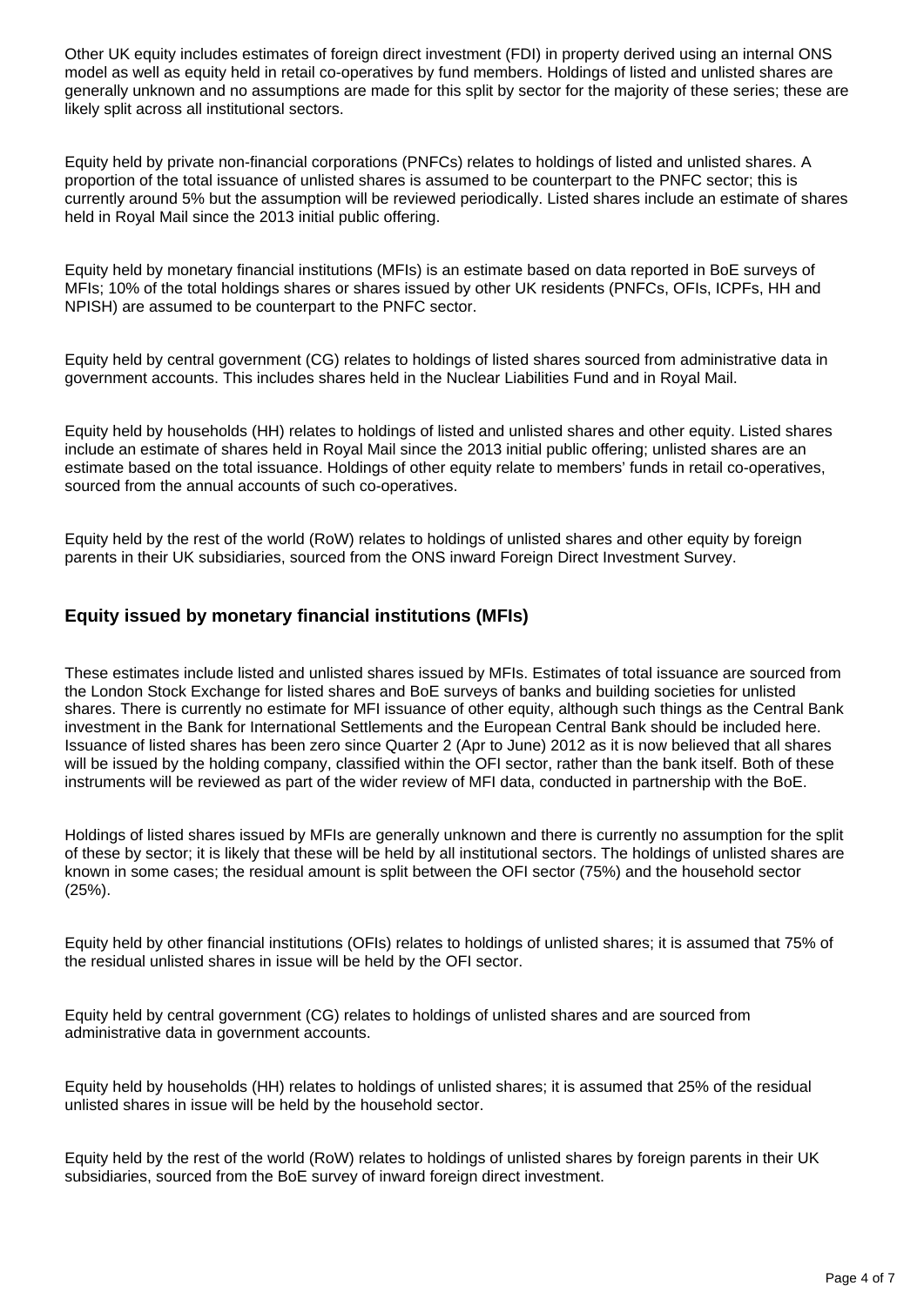Other UK equity includes estimates of foreign direct investment (FDI) in property derived using an internal ONS model as well as equity held in retail co-operatives by fund members. Holdings of listed and unlisted shares are generally unknown and no assumptions are made for this split by sector for the majority of these series; these are likely split across all institutional sectors.

Equity held by private non-financial corporations (PNFCs) relates to holdings of listed and unlisted shares. A proportion of the total issuance of unlisted shares is assumed to be counterpart to the PNFC sector; this is currently around 5% but the assumption will be reviewed periodically. Listed shares include an estimate of shares held in Royal Mail since the 2013 initial public offering.

Equity held by monetary financial institutions (MFIs) is an estimate based on data reported in BoE surveys of MFIs; 10% of the total holdings shares or shares issued by other UK residents (PNFCs, OFIs, ICPFs, HH and NPISH) are assumed to be counterpart to the PNFC sector.

Equity held by central government (CG) relates to holdings of listed shares sourced from administrative data in government accounts. This includes shares held in the Nuclear Liabilities Fund and in Royal Mail.

Equity held by households (HH) relates to holdings of listed and unlisted shares and other equity. Listed shares include an estimate of shares held in Royal Mail since the 2013 initial public offering; unlisted shares are an estimate based on the total issuance. Holdings of other equity relate to members' funds in retail co-operatives, sourced from the annual accounts of such co-operatives.

Equity held by the rest of the world (RoW) relates to holdings of unlisted shares and other equity by foreign parents in their UK subsidiaries, sourced from the ONS inward Foreign Direct Investment Survey.

### Equity issued by monetary financial institutions (MFIs)

These estimates include listed and unlisted shares issued by MFIs. Estimates of total issuance are sourced from the London Stock Exchange for listed shares and BoE surveys of banks and building societies for unlisted shares. There is currently no estimate for MFI issuance of other equity, although such things as the Central Bank investment in the Bank for International Settlements and the European Central Bank should be included here. Issuance of listed shares has been zero since Quarter 2 (Apr to June) 2012 as it is now believed that all shares will be issued by the holding company, classified within the OFI sector, rather than the bank itself. Both of these instruments will be reviewed as part of the wider review of MFI data, conducted in partnership with the BoE.

Holdings of listed shares issued by MFIs are generally unknown and there is currently no assumption for the split of these by sector; it is likely that these will be held by all institutional sectors. The holdings of unlisted shares are known in some cases; the residual amount is split between the OFI sector (75%) and the household sector (25%).

Equity held by other financial institutions (OFIs) relates to holdings of unlisted shares; it is assumed that 75% of the residual unlisted shares in issue will be held by the OFI sector.

Equity held by central government (CG) relates to holdings of unlisted shares and are sourced from administrative data in government accounts.

Equity held by households (HH) relates to holdings of unlisted shares; it is assumed that 25% of the residual unlisted shares in issue will be held by the household sector.

Equity held by the rest of the world (RoW) relates to holdings of unlisted shares by foreign parents in their UK subsidiaries, sourced from the BoE survey of inward foreign direct investment.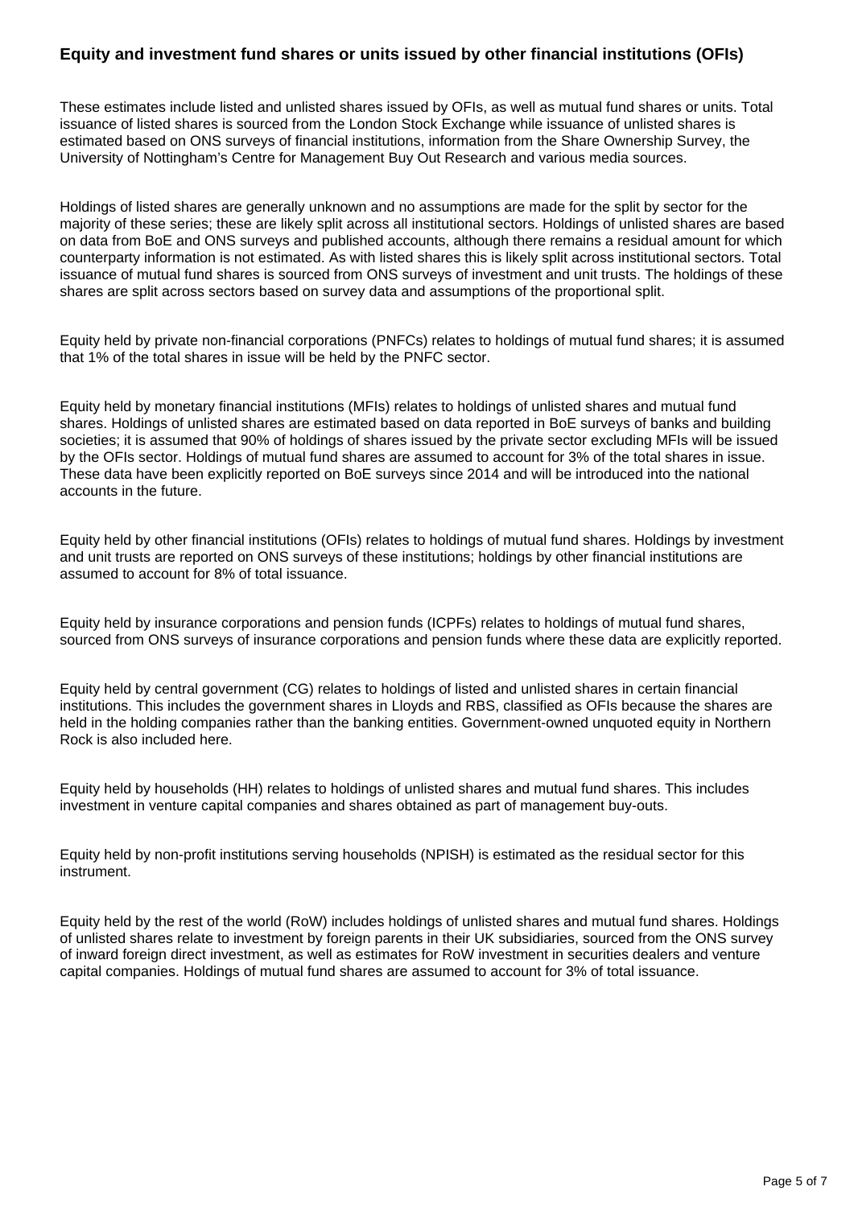### Equity and investment fund shares or units issued by other financial institutions (OFIs)

These estimates include listed and unlisted shares issued by OFIs, as well as mutual fund shares or units. Total issuance of listed shares is sourced from the London Stock Exchange while issuance of unlisted shares is estimated based on ONS surveys of financial institutions, information from the Share Ownership Survey, the University of Nottingham's Centre for Management Buy Out Research and various media sources.

Holdings of listed shares are generally unknown and no assumptions are made for the split by sector for the majority of these series; these are likely split across all institutional sectors. Holdings of unlisted shares are based on data from BoE and ONS surveys and published accounts, although there remains a residual amount for which counterparty information is not estimated. As with listed shares this is likely split across institutional sectors. Total issuance of mutual fund shares is sourced from ONS surveys of investment and unit trusts. The holdings of these shares are split across sectors based on survey data and assumptions of the proportional split.

Equity held by private non-financial corporations (PNFCs) relates to holdings of mutual fund shares; it is assumed that 1% of the total shares in issue will be held by the PNFC sector.

Equity held by monetary financial institutions (MFIs) relates to holdings of unlisted shares and mutual fund shares. Holdings of unlisted shares are estimated based on data reported in BoE surveys of banks and building societies; it is assumed that 90% of holdings of shares issued by the private sector excluding MFIs will be issued by the OFIs sector. Holdings of mutual fund shares are assumed to account for 3% of the total shares in issue. These data have been explicitly reported on BoE surveys since 2014 and will be introduced into the national accounts in the future.

Equity held by other financial institutions (OFIs) relates to holdings of mutual fund shares. Holdings by investment and unit trusts are reported on ONS surveys of these institutions; holdings by other financial institutions are assumed to account for 8% of total issuance.

Equity held by insurance corporations and pension funds (ICPFs) relates to holdings of mutual fund shares, sourced from ONS surveys of insurance corporations and pension funds where these data are explicitly reported.

Equity held by central government (CG) relates to holdings of listed and unlisted shares in certain financial institutions. This includes the government shares in Lloyds and RBS, classified as OFIs because the shares are held in the holding companies rather than the banking entities. Government-owned unquoted equity in Northern Rock is also included here.

Equity held by households (HH) relates to holdings of unlisted shares and mutual fund shares. This includes investment in venture capital companies and shares obtained as part of management buy-outs.

Equity held by non-profit institutions serving households (NPISH) is estimated as the residual sector for this instrument.

Equity held by the rest of the world (RoW) includes holdings of unlisted shares and mutual fund shares. Holdings of unlisted shares relate to investment by foreign parents in their UK subsidiaries, sourced from the ONS survey of inward foreign direct investment, as well as estimates for RoW investment in securities dealers and venture capital companies. Holdings of mutual fund shares are assumed to account for 3% of total issuance.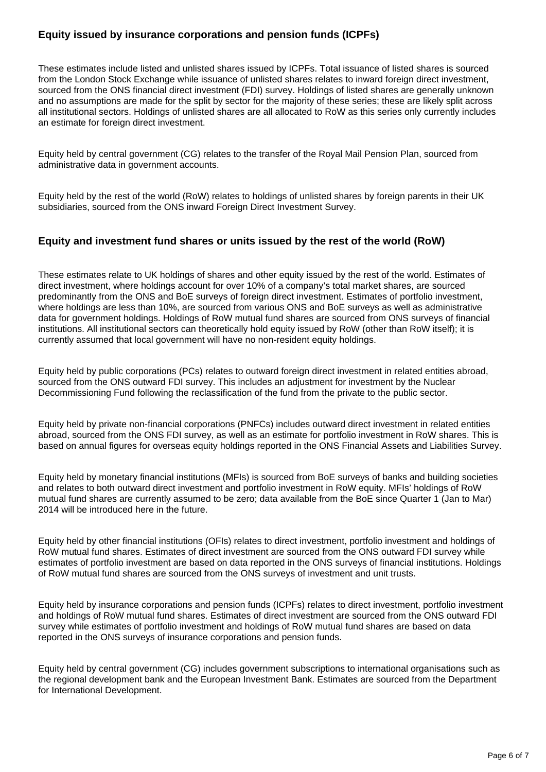### Equity issued by insurance corporations and pension funds (ICPFs)

These estimates include listed and unlisted shares issued by ICPFs. Total issuance of listed shares is sourced from the London Stock Exchange while issuance of unlisted shares relates to inward foreign direct investment, sourced from the ONS financial direct investment (FDI) survey. Holdings of listed shares are generally unknown and no assumptions are made for the split by sector for the majority of these series; these are likely split across all institutional sectors. Holdings of unlisted shares are all allocated to RoW as this series only currently includes an estimate for foreign direct investment.

Equity held by central government (CG) relates to the transfer of the Royal Mail Pension Plan, sourced from administrative data in government accounts.

Equity held by the rest of the world (RoW) relates to holdings of unlisted shares by foreign parents in their UK subsidiaries, sourced from the ONS inward Foreign Direct Investment Survey.

### Equity and investment fund shares or units issued by the rest of the world (RoW)

These estimates relate to UK holdings of shares and other equity issued by the rest of the world. Estimates of direct investment, where holdings account for over 10% of a company's total market shares, are sourced predominantly from the ONS and BoE surveys of foreign direct investment. Estimates of portfolio investment, where holdings are less than 10%, are sourced from various ONS and BoE surveys as well as administrative data for government holdings. Holdings of RoW mutual fund shares are sourced from ONS surveys of financial institutions. All institutional sectors can theoretically hold equity issued by RoW (other than RoW itself); it is currently assumed that local government will have no non-resident equity holdings.

Equity held by public corporations (PCs) relates to outward foreign direct investment in related entities abroad, sourced from the ONS outward FDI survey. This includes an adjustment for investment by the Nuclear Decommissioning Fund following the reclassification of the fund from the private to the public sector.

Equity held by private non-financial corporations (PNFCs) includes outward direct investment in related entities abroad, sourced from the ONS FDI survey, as well as an estimate for portfolio investment in RoW shares. This is based on annual figures for overseas equity holdings reported in the ONS Financial Assets and Liabilities Survey.

Equity held by monetary financial institutions (MFIs) is sourced from BoE surveys of banks and building societies and relates to both outward direct investment and portfolio investment in RoW equity. MFIs' holdings of RoW mutual fund shares are currently assumed to be zero; data available from the BoE since Quarter 1 (Jan to Mar) 2014 will be introduced here in the future.

Equity held by other financial institutions (OFIs) relates to direct investment, portfolio investment and holdings of RoW mutual fund shares. Estimates of direct investment are sourced from the ONS outward FDI survey while estimates of portfolio investment are based on data reported in the ONS surveys of financial institutions. Holdings of RoW mutual fund shares are sourced from the ONS surveys of investment and unit trusts.

Equity held by insurance corporations and pension funds (ICPFs) relates to direct investment, portfolio investment and holdings of RoW mutual fund shares. Estimates of direct investment are sourced from the ONS outward FDI survey while estimates of portfolio investment and holdings of RoW mutual fund shares are based on data reported in the ONS surveys of insurance corporations and pension funds.

Equity held by central government (CG) includes government subscriptions to international organisations such as the regional development bank and the European Investment Bank. Estimates are sourced from the Department for International Development.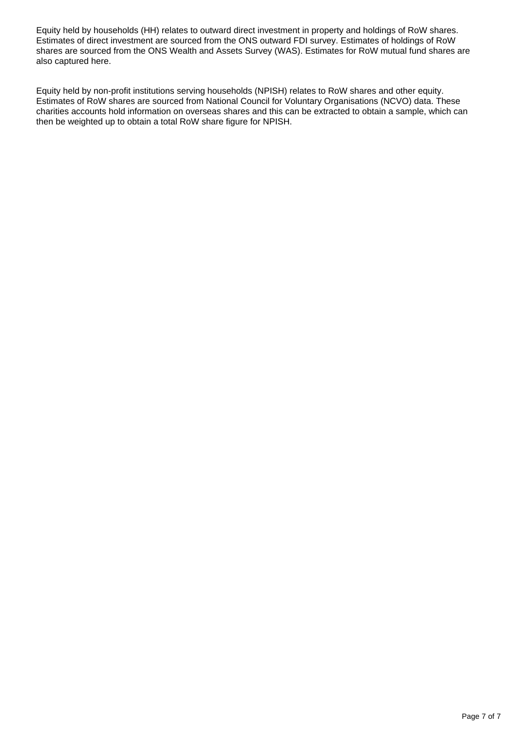Equity held by households (HH) relates to outward direct investment in property and holdings of RoW shares. Estimates of direct investment are sourced from the ONS outward FDI survey. Estimates of holdings of RoW shares are sourced from the ONS Wealth and Assets Survey (WAS). Estimates for RoW mutual fund shares are also captured here.

Equity held by non-profit institutions serving households (NPISH) relates to RoW shares and other equity. Estimates of RoW shares are sourced from National Council for Voluntary Organisations (NCVO) data. These charities accounts hold information on overseas shares and this can be extracted to obtain a sample, which can then be weighted up to obtain a total RoW share figure for NPISH.